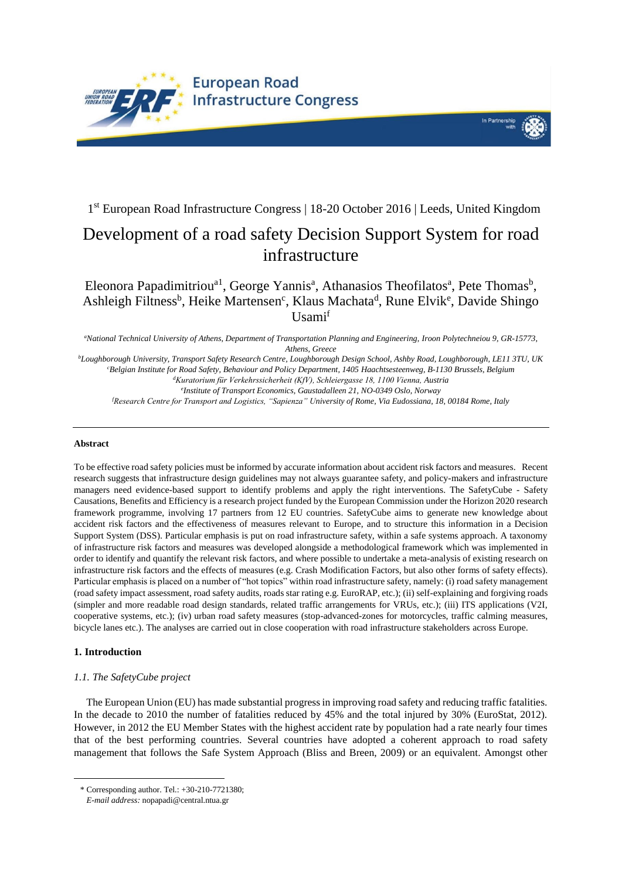1[st] European Road Infrastructure Congress | 18-20 October 2016 | Leeds, United Kingdom

# Development of a road safety Decision Support System for road infrastructure

Eleonora Papadimitriou[a1], George Yannis[a], Athanasios Theofilatos[a], Pete Thomas[b], Ashleigh Filtness[b], Heike Martensen[c], Klaus Machata[d], Rune Elvik[e], Davide Shingo Usami[f]

[a]*National Technical University of Athens, Department of Transportation Planning and Engineering, Iroon Polytechneiou 9, GR-15773, Athens, Greece*
[b]*Loughborough University, Transport Safety Research Centre, Loughborough Design School, Ashby Road, Loughborough, LE11 3TU, UK*
[c]*Belgian Institute for Road Safety, Behaviour and Policy Department, 1405 Haachtsesteenweg, B-1130 Brussels, Belgium*
[d]*Kuratorium für Verkehrssicherheit (KfV), Schleiergasse 18, 1100 Vienna, Austria*
[e]*Institute of Transport Economics, Gaustadalleen 21, NO-0349 Oslo, Norway*
[f]*Research Centre for Transport and Logistics, "Sapienza" University of Rome, Via Eudossiana, 18, 00184 Rome, Italy*

---

**Abstract**

To be effective road safety policies must be informed by accurate information about accident risk factors and measures. Recent research suggests that infrastructure design guidelines may not always guarantee safety, and policy-makers and infrastructure managers need evidence-based support to identify problems and apply the right interventions. The SafetyCube - Safety Causations, Benefits and Efficiency is a research project funded by the European Commission under the Horizon 2020 research framework programme, involving 17 partners from 12 EU countries. SafetyCube aims to generate new knowledge about accident risk factors and the effectiveness of measures relevant to Europe, and to structure this information in a Decision Support System (DSS). Particular emphasis is put on road infrastructure safety, within a safe systems approach. A taxonomy of infrastructure risk factors and measures was developed alongside a methodological framework which was implemented in order to identify and quantify the relevant risk factors, and where possible to undertake a meta-analysis of existing research on infrastructure risk factors and the effects of measures (e.g. Crash Modification Factors, but also other forms of safety effects). Particular emphasis is placed on a number of "hot topics" within road infrastructure safety, namely: (i) road safety management (road safety impact assessment, road safety audits, roads star rating e.g. EuroRAP, etc.); (ii) self-explaining and forgiving roads (simpler and more readable road design standards, related traffic arrangements for VRUs, etc.); (iii) ITS applications (V2I, cooperative systems, etc.); (iv) urban road safety measures (stop-advanced-zones for motorcycles, traffic calming measures, bicycle lanes etc.). The analyses are carried out in close cooperation with road infrastructure stakeholders across Europe.

## 1. Introduction

### *1.1. The SafetyCube project*

The European Union (EU) has made substantial progress in improving road safety and reducing traffic fatalities. In the decade to 2010 the number of fatalities reduced by 45% and the total injured by 30% (EuroStat, 2012). However, in 2012 the EU Member States with the highest accident rate by population had a rate nearly four times that of the best performing countries. Several countries have adopted a coherent approach to road safety management that follows the Safe System Approach (Bliss and Breen, 2009) or an equivalent. Amongst other

---

\* Corresponding author. Tel.: +30-210-7721380;
*E-mail address:* nopapadi@central.ntua.gr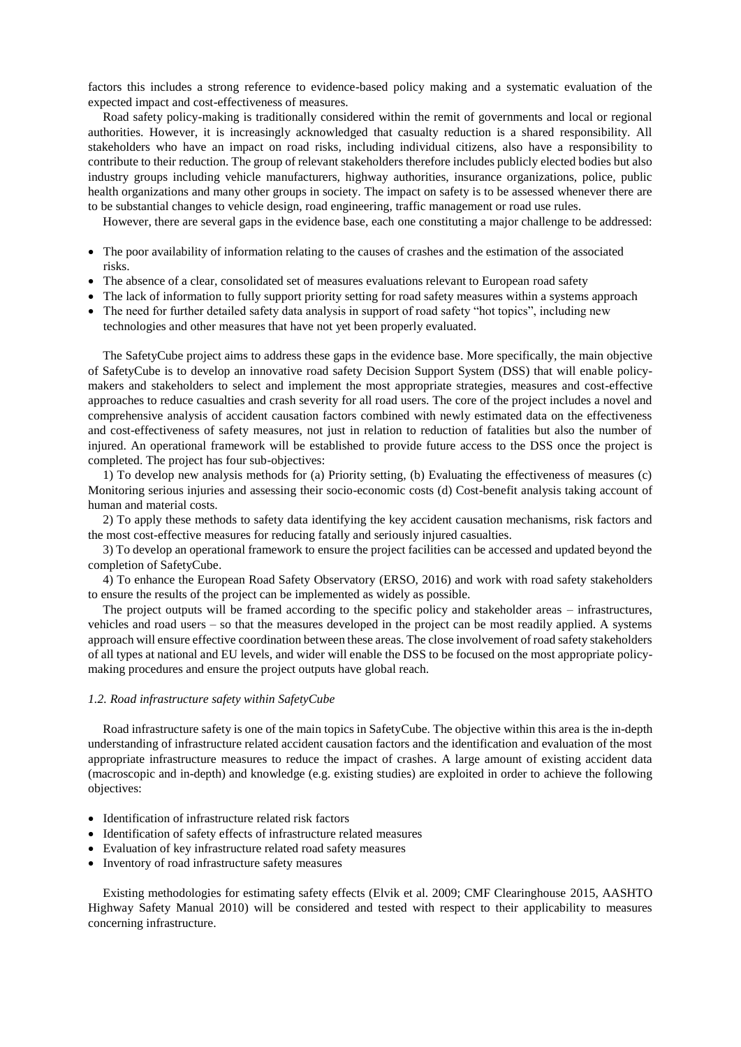factors this includes a strong reference to evidence-based policy making and a systematic evaluation of the expected impact and cost-effectiveness of measures.

Road safety policy-making is traditionally considered within the remit of governments and local or regional authorities. However, it is increasingly acknowledged that casualty reduction is a shared responsibility. All stakeholders who have an impact on road risks, including individual citizens, also have a responsibility to contribute to their reduction. The group of relevant stakeholders therefore includes publicly elected bodies but also industry groups including vehicle manufacturers, highway authorities, insurance organizations, police, public health organizations and many other groups in society. The impact on safety is to be assessed whenever there are to be substantial changes to vehicle design, road engineering, traffic management or road use rules.

However, there are several gaps in the evidence base, each one constituting a major challenge to be addressed:

- The poor availability of information relating to the causes of crashes and the estimation of the associated risks.
- The absence of a clear, consolidated set of measures evaluations relevant to European road safety
- The lack of information to fully support priority setting for road safety measures within a systems approach
- The need for further detailed safety data analysis in support of road safety "hot topics", including new technologies and other measures that have not yet been properly evaluated.

The SafetyCube project aims to address these gaps in the evidence base. More specifically, the main objective of SafetyCube is to develop an innovative road safety Decision Support System (DSS) that will enable policy-makers and stakeholders to select and implement the most appropriate strategies, measures and cost-effective approaches to reduce casualties and crash severity for all road users. The core of the project includes a novel and comprehensive analysis of accident causation factors combined with newly estimated data on the effectiveness and cost-effectiveness of safety measures, not just in relation to reduction of fatalities but also the number of injured. An operational framework will be established to provide future access to the DSS once the project is completed. The project has four sub-objectives:

1) To develop new analysis methods for (a) Priority setting, (b) Evaluating the effectiveness of measures (c) Monitoring serious injuries and assessing their socio-economic costs (d) Cost-benefit analysis taking account of human and material costs.

2) To apply these methods to safety data identifying the key accident causation mechanisms, risk factors and the most cost-effective measures for reducing fatally and seriously injured casualties.

3) To develop an operational framework to ensure the project facilities can be accessed and updated beyond the completion of SafetyCube.

4) To enhance the European Road Safety Observatory (ERSO, 2016) and work with road safety stakeholders to ensure the results of the project can be implemented as widely as possible.

The project outputs will be framed according to the specific policy and stakeholder areas – infrastructures, vehicles and road users – so that the measures developed in the project can be most readily applied. A systems approach will ensure effective coordination between these areas. The close involvement of road safety stakeholders of all types at national and EU levels, and wider will enable the DSS to be focused on the most appropriate policy-making procedures and ensure the project outputs have global reach.

### *1.2. Road infrastructure safety within SafetyCube*

Road infrastructure safety is one of the main topics in SafetyCube. The objective within this area is the in-depth understanding of infrastructure related accident causation factors and the identification and evaluation of the most appropriate infrastructure measures to reduce the impact of crashes. A large amount of existing accident data (macroscopic and in-depth) and knowledge (e.g. existing studies) are exploited in order to achieve the following objectives:

- Identification of infrastructure related risk factors
- Identification of safety effects of infrastructure related measures
- Evaluation of key infrastructure related road safety measures
- Inventory of road infrastructure safety measures

Existing methodologies for estimating safety effects (Elvik et al. 2009; CMF Clearinghouse 2015, AASHTO Highway Safety Manual 2010) will be considered and tested with respect to their applicability to measures concerning infrastructure.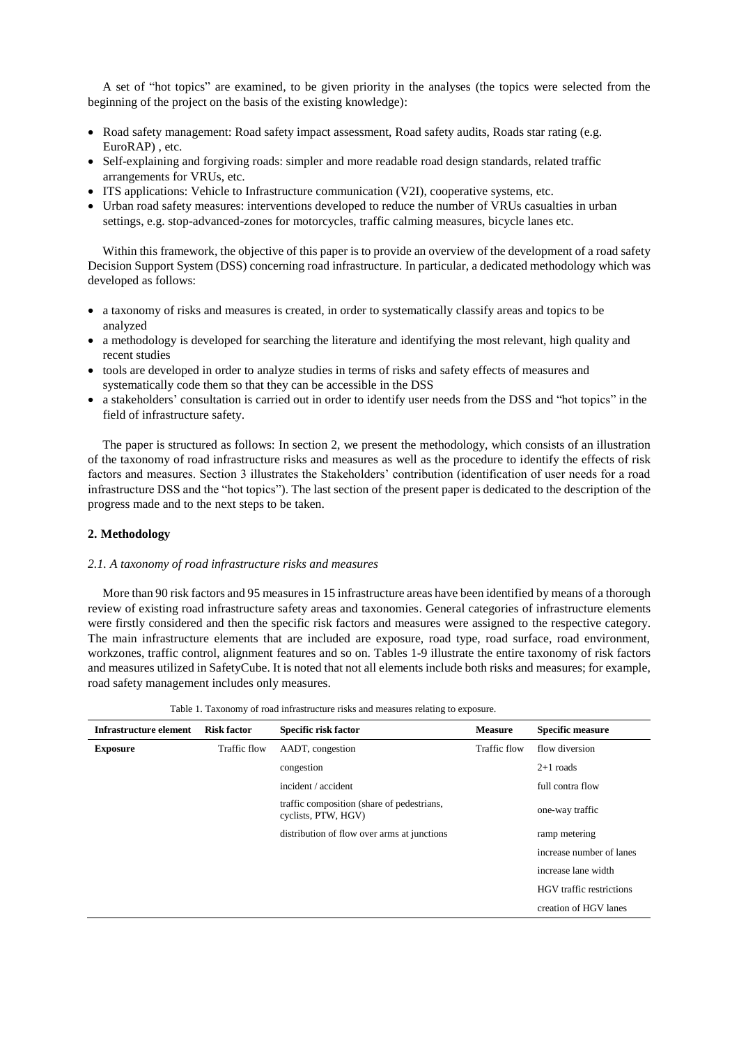A set of "hot topics" are examined, to be given priority in the analyses (the topics were selected from the beginning of the project on the basis of the existing knowledge):

- Road safety management: Road safety impact assessment, Road safety audits, Roads star rating (e.g. EuroRAP) , etc.
- Self-explaining and forgiving roads: simpler and more readable road design standards, related traffic arrangements for VRUs, etc.
- ITS applications: Vehicle to Infrastructure communication (V2I), cooperative systems, etc.
- Urban road safety measures: interventions developed to reduce the number of VRUs casualties in urban settings, e.g. stop-advanced-zones for motorcycles, traffic calming measures, bicycle lanes etc.

Within this framework, the objective of this paper is to provide an overview of the development of a road safety Decision Support System (DSS) concerning road infrastructure. In particular, a dedicated methodology which was developed as follows:

- a taxonomy of risks and measures is created, in order to systematically classify areas and topics to be analyzed
- a methodology is developed for searching the literature and identifying the most relevant, high quality and recent studies
- tools are developed in order to analyze studies in terms of risks and safety effects of measures and systematically code them so that they can be accessible in the DSS
- a stakeholders' consultation is carried out in order to identify user needs from the DSS and "hot topics" in the field of infrastructure safety.

The paper is structured as follows: In section 2, we present the methodology, which consists of an illustration of the taxonomy of road infrastructure risks and measures as well as the procedure to identify the effects of risk factors and measures. Section 3 illustrates the Stakeholders' contribution (identification of user needs for a road infrastructure DSS and the "hot topics"). The last section of the present paper is dedicated to the description of the progress made and to the next steps to be taken.

## 2. Methodology

### *2.1. A taxonomy of road infrastructure risks and measures*

More than 90 risk factors and 95 measures in 15 infrastructure areas have been identified by means of a thorough review of existing road infrastructure safety areas and taxonomies. General categories of infrastructure elements were firstly considered and then the specific risk factors and measures were assigned to the respective category. The main infrastructure elements that are included are exposure, road type, road surface, road environment, workzones, traffic control, alignment features and so on. Tables 1-9 illustrate the entire taxonomy of risk factors and measures utilized in SafetyCube. It is noted that not all elements include both risks and measures; for example, road safety management includes only measures.

Table 1. Taxonomy of road infrastructure risks and measures relating to exposure.

| Infrastructure element | Risk factor | Specific risk factor | Measure | Specific measure |
|---|---|---|---|---|
| **Exposure** | Traffic flow | AADT, congestion | Traffic flow | flow diversion |
| | | congestion | | 2+1 roads |
| | | incident / accident | | full contra flow |
| | | traffic composition (share of pedestrians, cyclists, PTW, HGV) | | one-way traffic |
| | | distribution of flow over arms at junctions | | ramp metering |
| | | | | increase number of lanes |
| | | | | increase lane width |
| | | | | HGV traffic restrictions |
| | | | | creation of HGV lanes |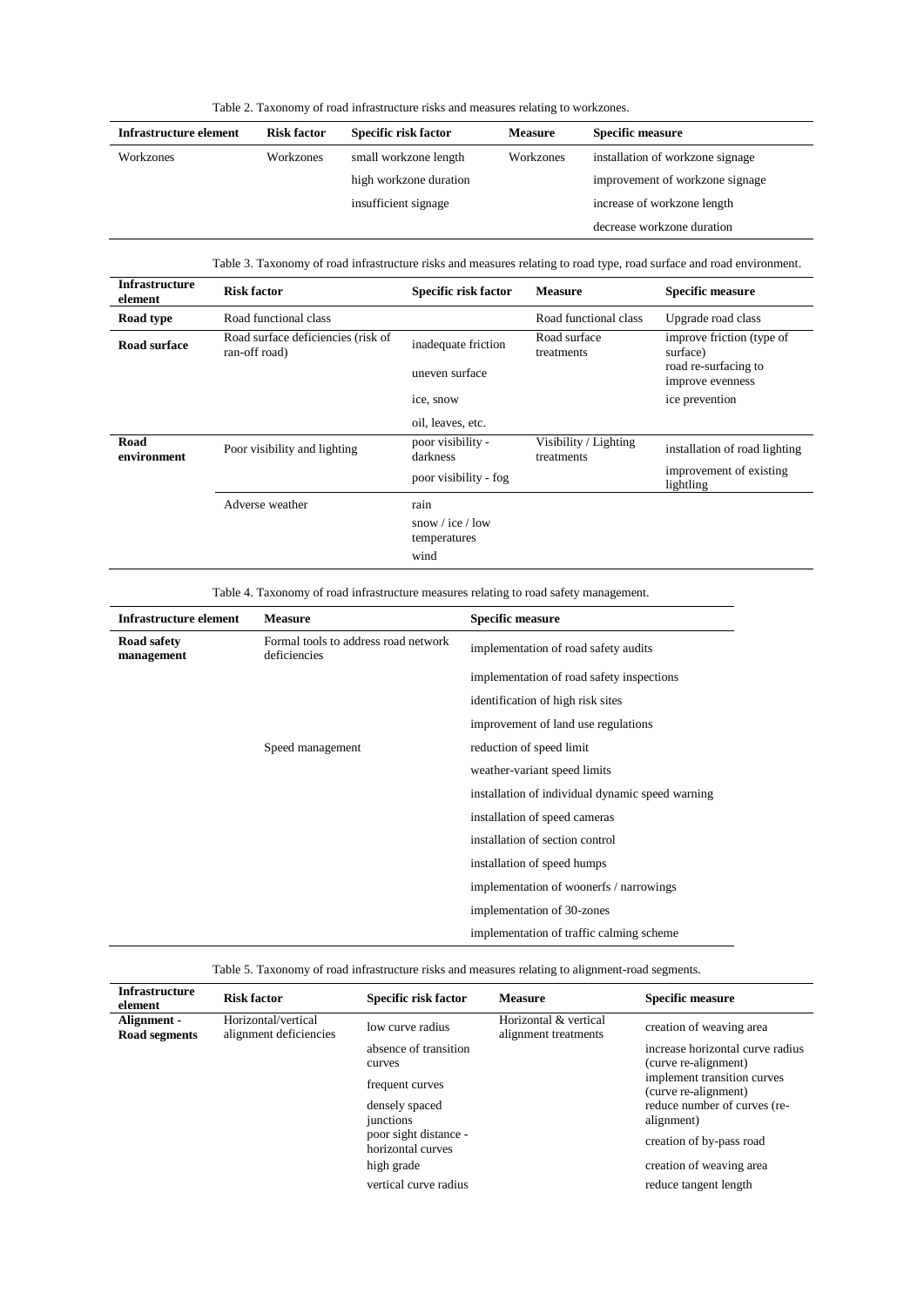Table 2. Taxonomy of road infrastructure risks and measures relating to workzones.

| Infrastructure element | Risk factor | Specific risk factor | Measure | Specific measure |
|---|---|---|---|---|
| Workzones | Workzones | small workzone length | Workzones | installation of workzone signage |
| | | high workzone duration | | improvement of workzone signage |
| | | insufficient signage | | increase of workzone length |
| | | | | decrease workzone duration |

Table 3. Taxonomy of road infrastructure risks and measures relating to road type, road surface and road environment.

| Infrastructure element | Risk factor | Specific risk factor | Measure | Specific measure |
|---|---|---|---|---|
| **Road type** | Road functional class | | Road functional class | Upgrade road class |
| **Road surface** | Road surface deficiencies (risk of ran-off road) | inadequate friction | Road surface treatments | improve friction (type of surface) |
| | | uneven surface | | road re-surfacing to improve evenness |
| | | ice, snow | | ice prevention |
| | | oil, leaves, etc. | | |
| **Road environment** | Poor visibility and lighting | poor visibility - darkness | Visibility / Lighting treatments | installation of road lighting |
| | | poor visibility - fog | | improvement of existing lightling |
| | Adverse weather | rain | | |
| | | snow / ice / low temperatures | | |
| | | wind | | |

Table 4. Taxonomy of road infrastructure measures relating to road safety management.

| Infrastructure element | Measure | Specific measure |
|---|---|---|
| **Road safety management** | Formal tools to address road network deficiencies | implementation of road safety audits |
| | | implementation of road safety inspections |
| | | identification of high risk sites |
| | | improvement of land use regulations |
| | Speed management | reduction of speed limit |
| | | weather-variant speed limits |
| | | installation of individual dynamic speed warning |
| | | installation of speed cameras |
| | | installation of section control |
| | | installation of speed humps |
| | | implementation of woonerfs / narrowings |
| | | implementation of 30-zones |
| | | implementation of traffic calming scheme |

Table 5. Taxonomy of road infrastructure risks and measures relating to alignment-road segments.

| Infrastructure element | Risk factor | Specific risk factor | Measure | Specific measure |
|---|---|---|---|---|
| **Alignment - Road segments** | Horizontal/vertical alignment deficiencies | low curve radius | Horizontal & vertical alignment treatments | creation of weaving area |
| | | absence of transition curves | | increase horizontal curve radius (curve re-alignment) |
| | | frequent curves | | implement transition curves (curve re-alignment) |
| | | densely spaced junctions | | reduce number of curves (re-alignment) |
| | | poor sight distance - horizontal curves | | creation of by-pass road |
| | | high grade | | creation of weaving area |
| | | vertical curve radius | | reduce tangent length |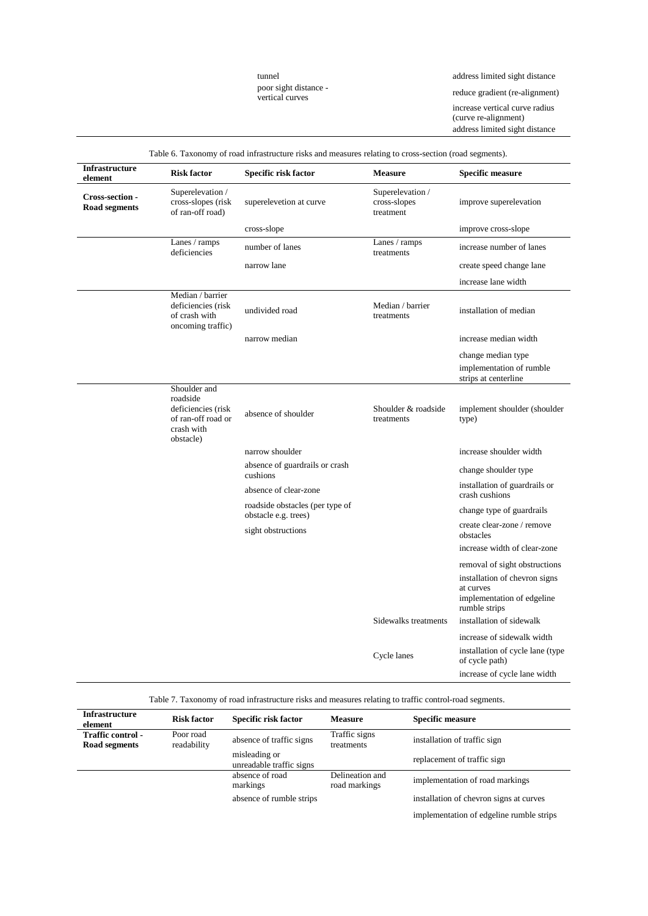| | | | | |
|---|---|---|---|---|
| | | tunnel | | address limited sight distance |
| | | poor sight distance - vertical curves | | reduce gradient (re-alignment) |
| | | | | increase vertical curve radius (curve re-alignment) |
| | | | | address limited sight distance |

Table 6. Taxonomy of road infrastructure risks and measures relating to cross-section (road segments).

| Infrastructure element | Risk factor | Specific risk factor | Measure | Specific measure |
|---|---|---|---|---|
| **Cross-section - Road segments** | Superelevation / cross-slopes (risk of ran-off road) | superelevetion at curve | Superelevation / cross-slopes treatment | improve superelevation |
| | | cross-slope | | improve cross-slope |
| | Lanes / ramps deficiencies | number of lanes | Lanes / ramps treatments | increase number of lanes |
| | | narrow lane | | create speed change lane |
| | | | | increase lane width |
| | Median / barrier deficiencies (risk of crash with oncoming traffic) | undivided road | Median / barrier treatments | installation of median |
| | | narrow median | | increase median width |
| | | | | change median type |
| | | | | implementation of rumble strips at centerline |
| | Shoulder and roadside deficiencies (risk of ran-off road or crash with obstacle) | absence of shoulder | Shoulder & roadside treatments | implement shoulder (shoulder type) |
| | | narrow shoulder | | increase shoulder width |
| | | absence of guardrails or crash cushions | | change shoulder type |
| | | absence of clear-zone | | installation of guardrails or crash cushions |
| | | roadside obstacles (per type of obstacle e.g. trees) | | change type of guardrails |
| | | sight obstructions | | create clear-zone / remove obstacles |
| | | | | increase width of clear-zone |
| | | | | removal of sight obstructions |
| | | | | installation of chevron signs at curves |
| | | | | implementation of edgeline rumble strips |
| | | | Sidewalks treatments | installation of sidewalk |
| | | | | increase of sidewalk width |
| | | | Cycle lanes | installation of cycle lane (type of cycle path) |
| | | | | increase of cycle lane width |

Table 7. Taxonomy of road infrastructure risks and measures relating to traffic control-road segments.

| Infrastructure element | Risk factor | Specific risk factor | Measure | Specific measure |
|---|---|---|---|---|
| **Traffic control - Road segments** | Poor road readability | absence of traffic signs | Traffic signs treatments | installation of traffic sign |
| | | misleading or unreadable traffic signs | | replacement of traffic sign |
| | | absence of road markings | Delineation and road markings | implementation of road markings |
| | | absence of rumble strips | | installation of chevron signs at curves |
| | | | | implementation of edgeline rumble strips |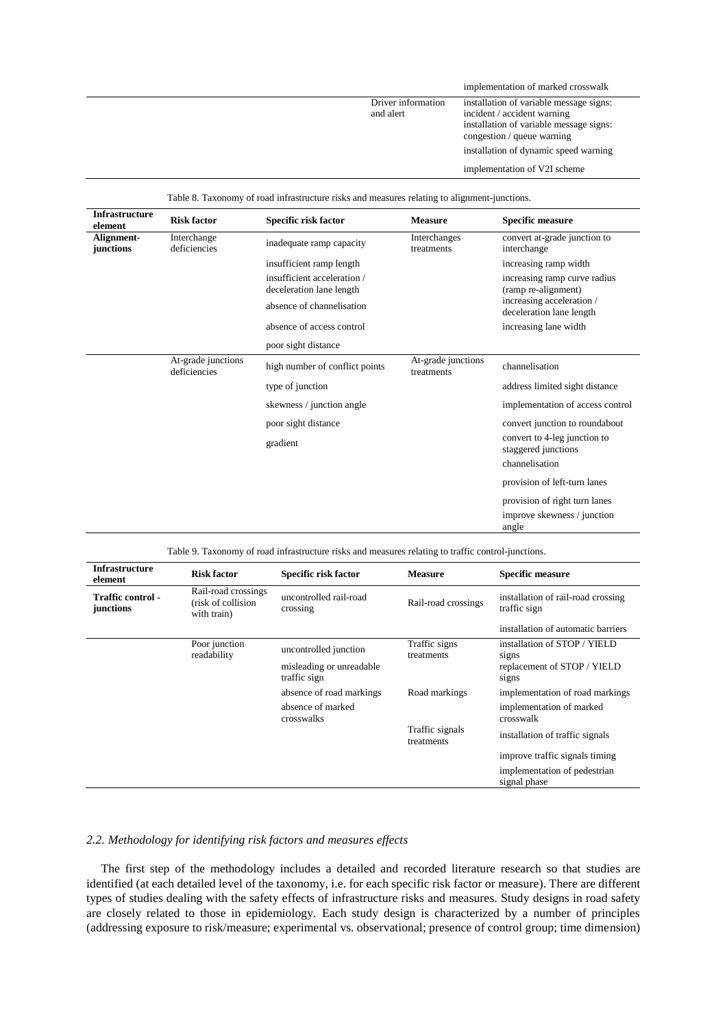| | | | | implementation of marked crosswalk |
|---|---|---|---|---|
| | | | Driver information and alert | installation of variable message signs: incident / accident warning |
| | | | | installation of variable message signs: congestion / queue warning |
| | | | | installation of dynamic speed warning |
| | | | | implementation of V2I scheme |

Table 8. Taxonomy of road infrastructure risks and measures relating to alignment-junctions.

| Infrastructure element | Risk factor | Specific risk factor | Measure | Specific measure |
|---|---|---|---|---|
| **Alignment-junctions** | Interchange deficiencies | inadequate ramp capacity | Interchanges treatments | convert at-grade junction to interchange |
| | | insufficient ramp length | | increasing ramp width |
| | | insufficient acceleration / deceleration lane length | | increasing ramp curve radius (ramp re-alignment) |
| | | absence of channelisation | | increasing acceleration / deceleration lane length |
| | | absence of access control | | increasing lane width |
| | | poor sight distance | | |
| | At-grade junctions deficiencies | high number of conflict points | At-grade junctions treatments | channelisation |
| | | type of junction | | address limited sight distance |
| | | skewness / junction angle | | implementation of access control |
| | | poor sight distance | | convert junction to roundabout |
| | | gradient | | convert to 4-leg junction to staggered junctions |
| | | | | channelisation |
| | | | | provision of left-turn lanes |
| | | | | provision of right turn lanes |
| | | | | improve skewness / junction angle |

Table 9. Taxonomy of road infrastructure risks and measures relating to traffic control-junctions.

| Infrastructure element | Risk factor | Specific risk factor | Measure | Specific measure |
|---|---|---|---|---|
| **Traffic control - junctions** | Rail-road crossings (risk of collision with train) | uncontrolled rail-road crossing | Rail-road crossings | installation of rail-road crossing traffic sign |
| | | | | installation of automatic barriers |
| | Poor junction readability | uncontrolled junction | Traffic signs treatments | installation of STOP / YIELD signs |
| | | misleading or unreadable traffic sign | | replacement of STOP / YIELD signs |
| | | absence of road markings | Road markings | implementation of road markings |
| | | absence of marked crosswalks | | implementation of marked crosswalk |
| | | | Traffic signals treatments | installation of traffic signals |
| | | | | improve traffic signals timing |
| | | | | implementation of pedestrian signal phase |

### *2.2. Methodology for identifying risk factors and measures effects*

The first step of the methodology includes a detailed and recorded literature research so that studies are identified (at each detailed level of the taxonomy, i.e. for each specific risk factor or measure). There are different types of studies dealing with the safety effects of infrastructure risks and measures. Study designs in road safety are closely related to those in epidemiology. Each study design is characterized by a number of principles (addressing exposure to risk/measure; experimental vs. observational; presence of control group; time dimension)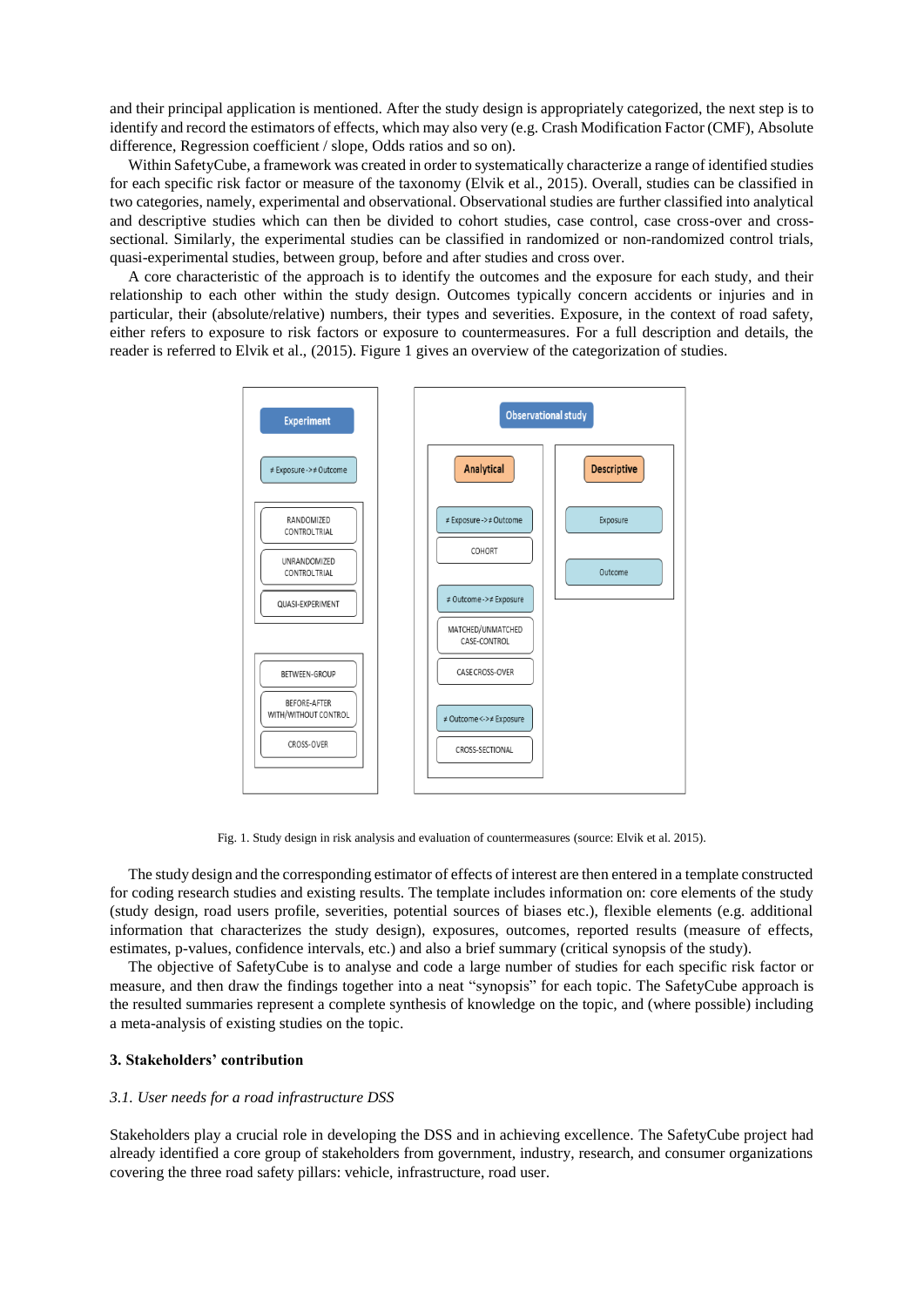and their principal application is mentioned. After the study design is appropriately categorized, the next step is to identify and record the estimators of effects, which may also very (e.g. Crash Modification Factor (CMF), Absolute difference, Regression coefficient / slope, Odds ratios and so on).

Within SafetyCube, a framework was created in order to systematically characterize a range of identified studies for each specific risk factor or measure of the taxonomy (Elvik et al., 2015). Overall, studies can be classified in two categories, namely, experimental and observational. Observational studies are further classified into analytical and descriptive studies which can then be divided to cohort studies, case control, case cross-over and cross-sectional. Similarly, the experimental studies can be classified in randomized or non-randomized control trials, quasi-experimental studies, between group, before and after studies and cross over.

A core characteristic of the approach is to identify the outcomes and the exposure for each study, and their relationship to each other within the study design. Outcomes typically concern accidents or injuries and in particular, their (absolute/relative) numbers, their types and severities. Exposure, in the context of road safety, either refers to exposure to risk factors or exposure to countermeasures. For a full description and details, the reader is referred to Elvik et al., (2015). Figure 1 gives an overview of the categorization of studies.

Fig. 1. Study design in risk analysis and evaluation of countermeasures (source: Elvik et al. 2015).

The study design and the corresponding estimator of effects of interest are then entered in a template constructed for coding research studies and existing results. The template includes information on: core elements of the study (study design, road users profile, severities, potential sources of biases etc.), flexible elements (e.g. additional information that characterizes the study design), exposures, outcomes, reported results (measure of effects, estimates, p-values, confidence intervals, etc.) and also a brief summary (critical synopsis of the study).

The objective of SafetyCube is to analyse and code a large number of studies for each specific risk factor or measure, and then draw the findings together into a neat "synopsis" for each topic. The SafetyCube approach is the resulted summaries represent a complete synthesis of knowledge on the topic, and (where possible) including a meta-analysis of existing studies on the topic.

## 3. Stakeholders' contribution

### *3.1. User needs for a road infrastructure DSS*

Stakeholders play a crucial role in developing the DSS and in achieving excellence. The SafetyCube project had already identified a core group of stakeholders from government, industry, research, and consumer organizations covering the three road safety pillars: vehicle, infrastructure, road user.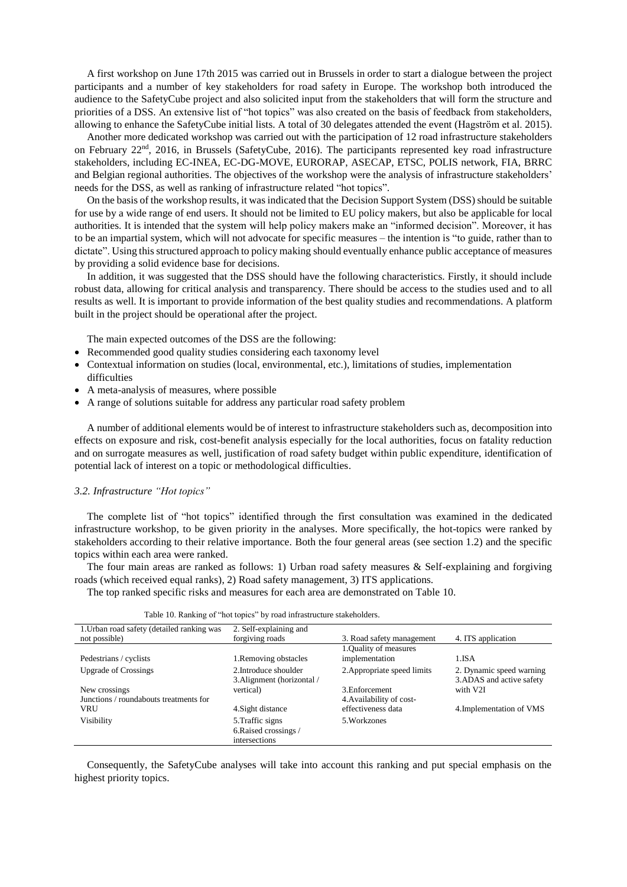A first workshop on June 17th 2015 was carried out in Brussels in order to start a dialogue between the project participants and a number of key stakeholders for road safety in Europe. The workshop both introduced the audience to the SafetyCube project and also solicited input from the stakeholders that will form the structure and priorities of a DSS. An extensive list of "hot topics" was also created on the basis of feedback from stakeholders, allowing to enhance the SafetyCube initial lists. A total of 30 delegates attended the event (Hagström et al. 2015).

Another more dedicated workshop was carried out with the participation of 12 road infrastructure stakeholders on February 22nd, 2016, in Brussels (SafetyCube, 2016). The participants represented key road infrastructure stakeholders, including EC-INEA, EC-DG-MOVE, EURORAP, ASECAP, ETSC, POLIS network, FIA, BRRC and Belgian regional authorities. The objectives of the workshop were the analysis of infrastructure stakeholders' needs for the DSS, as well as ranking of infrastructure related "hot topics".

On the basis of the workshop results, it was indicated that the Decision Support System (DSS) should be suitable for use by a wide range of end users. It should not be limited to EU policy makers, but also be applicable for local authorities. It is intended that the system will help policy makers make an "informed decision". Moreover, it has to be an impartial system, which will not advocate for specific measures – the intention is "to guide, rather than to dictate". Using this structured approach to policy making should eventually enhance public acceptance of measures by providing a solid evidence base for decisions.

In addition, it was suggested that the DSS should have the following characteristics. Firstly, it should include robust data, allowing for critical analysis and transparency. There should be access to the studies used and to all results as well. It is important to provide information of the best quality studies and recommendations. A platform built in the project should be operational after the project.

The main expected outcomes of the DSS are the following:

- Recommended good quality studies considering each taxonomy level
- Contextual information on studies (local, environmental, etc.), limitations of studies, implementation difficulties
- A meta-analysis of measures, where possible
- A range of solutions suitable for address any particular road safety problem

A number of additional elements would be of interest to infrastructure stakeholders such as, decomposition into effects on exposure and risk, cost-benefit analysis especially for the local authorities, focus on fatality reduction and on surrogate measures as well, justification of road safety budget within public expenditure, identification of potential lack of interest on a topic or methodological difficulties.

### *3.2. Infrastructure "Hot topics"*

The complete list of "hot topics" identified through the first consultation was examined in the dedicated infrastructure workshop, to be given priority in the analyses. More specifically, the hot-topics were ranked by stakeholders according to their relative importance. Both the four general areas (see section 1.2) and the specific topics within each area were ranked.

The four main areas are ranked as follows: 1) Urban road safety measures & Self-explaining and forgiving roads (which received equal ranks), 2) Road safety management, 3) ITS applications.

The top ranked specific risks and measures for each area are demonstrated on Table 10.

Table 10. Ranking of "hot topics" by road infrastructure stakeholders.

| 1.Urban road safety (detailed ranking was not possible) | 2. Self-explaining and forgiving roads | 3. Road safety management | 4. ITS application |
|---|---|---|---|
| Pedestrians / cyclists | 1.Removing obstacles | 1.Quality of measures implementation | 1.ISA |
| Upgrade of Crossings | 2.Introduce shoulder | 2.Appropriate speed limits | 2. Dynamic speed warning |
| New crossings | 3.Alignment (horizontal / vertical) | 3.Enforcement | 3.ADAS and active safety with V2I |
| Junctions / roundabouts treatments for VRU | 4.Sight distance | 4.Availability of cost-effectiveness data | 4.Implementation of VMS |
| Visibility | 5.Traffic signs | 5.Workzones | |
| | 6.Raised crossings / intersections | | |

Consequently, the SafetyCube analyses will take into account this ranking and put special emphasis on the highest priority topics.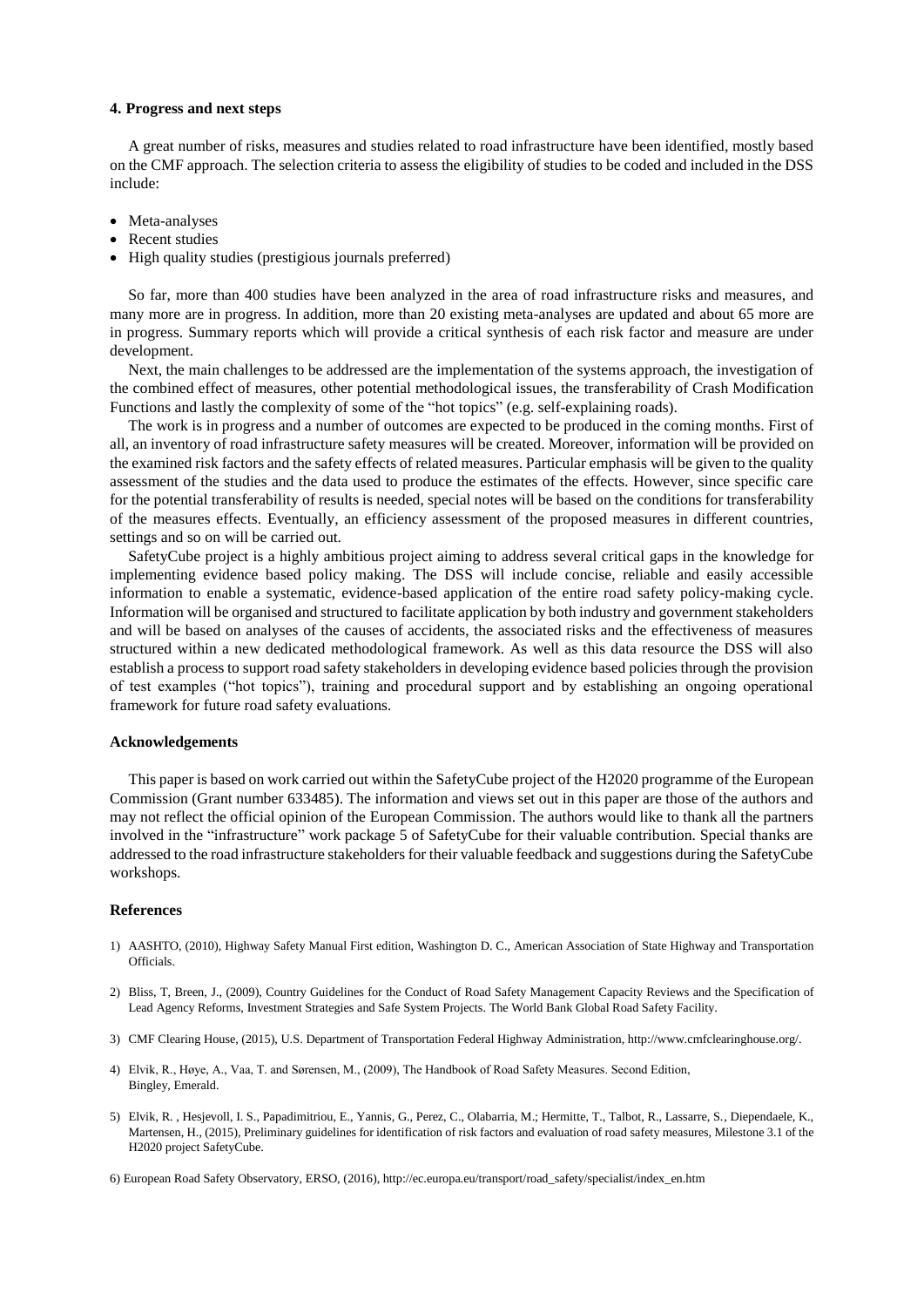## 4. Progress and next steps

A great number of risks, measures and studies related to road infrastructure have been identified, mostly based on the CMF approach. The selection criteria to assess the eligibility of studies to be coded and included in the DSS include:

- Meta-analyses
- Recent studies
- High quality studies (prestigious journals preferred)

So far, more than 400 studies have been analyzed in the area of road infrastructure risks and measures, and many more are in progress. In addition, more than 20 existing meta-analyses are updated and about 65 more are in progress. Summary reports which will provide a critical synthesis of each risk factor and measure are under development.

Next, the main challenges to be addressed are the implementation of the systems approach, the investigation of the combined effect of measures, other potential methodological issues, the transferability of Crash Modification Functions and lastly the complexity of some of the "hot topics" (e.g. self-explaining roads).

The work is in progress and a number of outcomes are expected to be produced in the coming months. First of all, an inventory of road infrastructure safety measures will be created. Moreover, information will be provided on the examined risk factors and the safety effects of related measures. Particular emphasis will be given to the quality assessment of the studies and the data used to produce the estimates of the effects. However, since specific care for the potential transferability of results is needed, special notes will be based on the conditions for transferability of the measures effects. Eventually, an efficiency assessment of the proposed measures in different countries, settings and so on will be carried out.

SafetyCube project is a highly ambitious project aiming to address several critical gaps in the knowledge for implementing evidence based policy making. The DSS will include concise, reliable and easily accessible information to enable a systematic, evidence-based application of the entire road safety policy-making cycle. Information will be organised and structured to facilitate application by both industry and government stakeholders and will be based on analyses of the causes of accidents, the associated risks and the effectiveness of measures structured within a new dedicated methodological framework. As well as this data resource the DSS will also establish a process to support road safety stakeholders in developing evidence based policies through the provision of test examples ("hot topics"), training and procedural support and by establishing an ongoing operational framework for future road safety evaluations.

## Acknowledgements

This paper is based on work carried out within the SafetyCube project of the H2020 programme of the European Commission (Grant number 633485). The information and views set out in this paper are those of the authors and may not reflect the official opinion of the European Commission. The authors would like to thank all the partners involved in the "infrastructure" work package 5 of SafetyCube for their valuable contribution. Special thanks are addressed to the road infrastructure stakeholders for their valuable feedback and suggestions during the SafetyCube workshops.

## References

1) AASHTO, (2010), Highway Safety Manual First edition, Washington D. C., American Association of State Highway and Transportation Officials.

2) Bliss, T, Breen, J., (2009), Country Guidelines for the Conduct of Road Safety Management Capacity Reviews and the Specification of Lead Agency Reforms, Investment Strategies and Safe System Projects. The World Bank Global Road Safety Facility.

3) CMF Clearing House, (2015), U.S. Department of Transportation Federal Highway Administration, http://www.cmfclearinghouse.org/.

4) Elvik, R., Høye, A., Vaa, T. and Sørensen, M., (2009), The Handbook of Road Safety Measures. Second Edition, Bingley, Emerald.

5) Elvik, R. , Hesjevoll, I. S., Papadimitriou, E., Yannis, G., Perez, C., Olabarria, M.; Hermitte, T., Talbot, R., Lassarre, S., Diependaele, K., Martensen, H., (2015), Preliminary guidelines for identification of risk factors and evaluation of road safety measures, Milestone 3.1 of the H2020 project SafetyCube.

6) European Road Safety Observatory, ERSO, (2016), http://ec.europa.eu/transport/road_safety/specialist/index_en.htm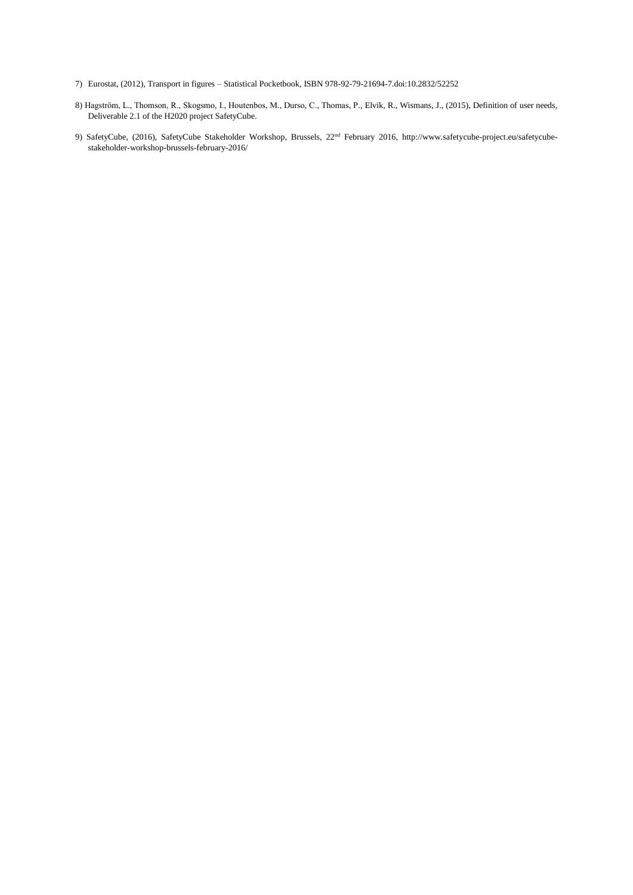7) Eurostat, (2012), Transport in figures – Statistical Pocketbook, ISBN 978-92-79-21694-7.doi:10.2832/52252

8) Hagström, L., Thomson, R., Skogsmo, I., Houtenbos, M., Durso, C., Thomas, P., Elvik, R., Wismans, J., (2015), Definition of user needs, Deliverable 2.1 of the H2020 project SafetyCube.

9) SafetyCube, (2016), SafetyCube Stakeholder Workshop, Brussels, 22nd February 2016, http://www.safetycube-project.eu/safetycube-stakeholder-workshop-brussels-february-2016/